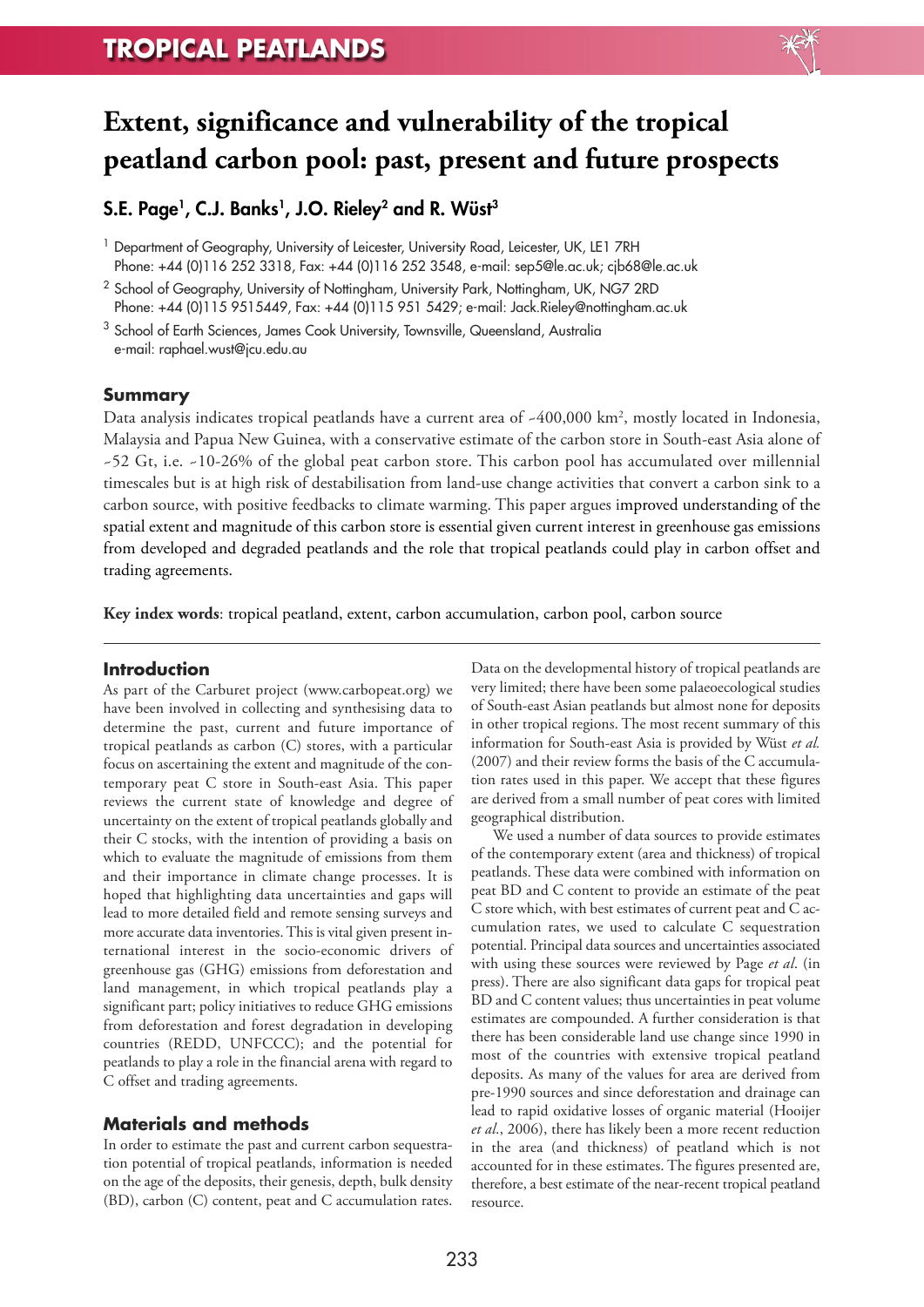# Extent, significance and vulnerability of the tropical peatland carbon pool: past, present and future prospects

**S.E. Page[1], C.J. Banks[1], J.O. Rieley[2] and R. Wüst[3]**

[1] Department of Geography, University of Leicester, University Road, Leicester, UK, LE1 7RH
Phone: +44 (0)116 252 3318, Fax: +44 (0)116 252 3548, e-mail: sep5@le.ac.uk; cjb68@le.ac.uk

[2] School of Geography, University of Nottingham, University Park, Nottingham, UK, NG7 2RD
Phone: +44 (0)115 9515449, Fax: +44 (0)115 951 5429; e-mail: Jack.Rieley@nottingham.ac.uk

[3] School of Earth Sciences, James Cook University, Townsville, Queensland, Australia
e-mail: raphael.wust@jcu.edu.au

## Summary

Data analysis indicates tropical peatlands have a current area of ~400,000 km$^2$, mostly located in Indonesia, Malaysia and Papua New Guinea, with a conservative estimate of the carbon store in South-east Asia alone of ~52 Gt, i.e. ~10-26% of the global peat carbon store. This carbon pool has accumulated over millennial timescales but is at high risk of destabilisation from land-use change activities that convert a carbon sink to a carbon source, with positive feedbacks to climate warming. This paper argues improved understanding of the spatial extent and magnitude of this carbon store is essential given current interest in greenhouse gas emissions from developed and degraded peatlands and the role that tropical peatlands could play in carbon offset and trading agreements.

**Key index words**: tropical peatland, extent, carbon accumulation, carbon pool, carbon source

## Introduction

As part of the Carburet project (www.carbopeat.org) we have been involved in collecting and synthesising data to determine the past, current and future importance of tropical peatlands as carbon (C) stores, with a particular focus on ascertaining the extent and magnitude of the contemporary peat C store in South-east Asia. This paper reviews the current state of knowledge and degree of uncertainty on the extent of tropical peatlands globally and their C stocks, with the intention of providing a basis on which to evaluate the magnitude of emissions from them and their importance in climate change processes. It is hoped that highlighting data uncertainties and gaps will lead to more detailed field and remote sensing surveys and more accurate data inventories. This is vital given present international interest in the socio-economic drivers of greenhouse gas (GHG) emissions from deforestation and land management, in which tropical peatlands play a significant part; policy initiatives to reduce GHG emissions from deforestation and forest degradation in developing countries (REDD, UNFCCC); and the potential for peatlands to play a role in the financial arena with regard to C offset and trading agreements.

## Materials and methods

In order to estimate the past and current carbon sequestration potential of tropical peatlands, information is needed on the age of the deposits, their genesis, depth, bulk density (BD), carbon (C) content, peat and C accumulation rates. Data on the developmental history of tropical peatlands are very limited; there have been some palaeoecological studies of South-east Asian peatlands but almost none for deposits in other tropical regions. The most recent summary of this information for South-east Asia is provided by Wüst *et al.* (2007) and their review forms the basis of the C accumulation rates used in this paper. We accept that these figures are derived from a small number of peat cores with limited geographical distribution.

We used a number of data sources to provide estimates of the contemporary extent (area and thickness) of tropical peatlands. These data were combined with information on peat BD and C content to provide an estimate of the peat C store which, with best estimates of current peat and C accumulation rates, we used to calculate C sequestration potential. Principal data sources and uncertainties associated with using these sources were reviewed by Page *et al*. (in press). There are also significant data gaps for tropical peat BD and C content values; thus uncertainties in peat volume estimates are compounded. A further consideration is that there has been considerable land use change since 1990 in most of the countries with extensive tropical peatland deposits. As many of the values for area are derived from pre-1990 sources and since deforestation and drainage can lead to rapid oxidative losses of organic material (Hooijer *et al.*, 2006), there has likely been a more recent reduction in the area (and thickness) of peatland which is not accounted for in these estimates. The figures presented are, therefore, a best estimate of the near-recent tropical peatland resource.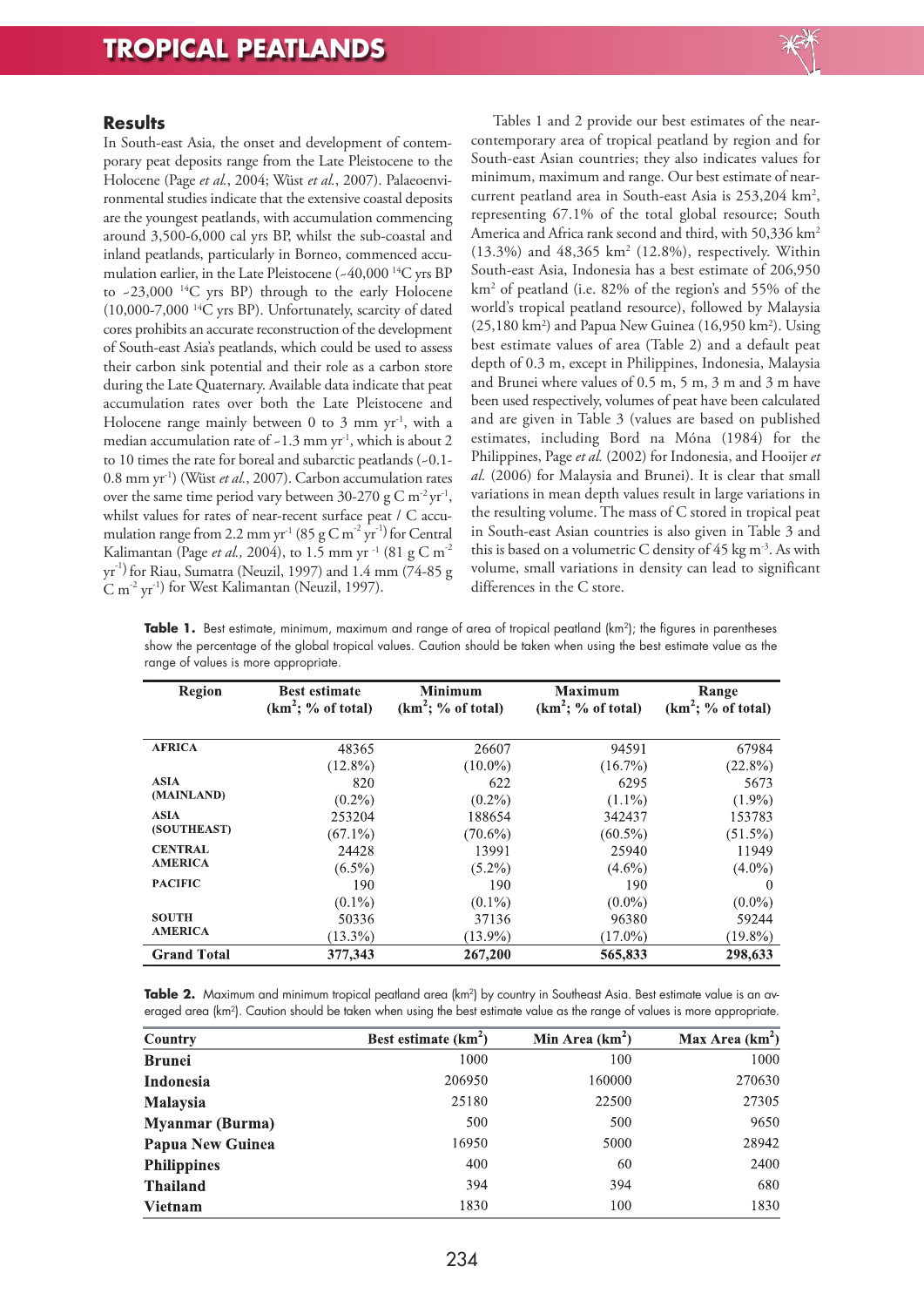## Results

In South-east Asia, the onset and development of contemporary peat deposits range from the Late Pleistocene to the Holocene (Page *et al.*, 2004; Wüst *et al.*, 2007). Palaeoenvironmental studies indicate that the extensive coastal deposits are the youngest peatlands, with accumulation commencing around 3,500-6,000 cal yrs BP, whilst the sub-coastal and inland peatlands, particularly in Borneo, commenced accumulation earlier, in the Late Pleistocene (~40,000 $^{14}$C yrs BP to ~23,000 $^{14}$C yrs BP) through to the early Holocene (10,000-7,000 $^{14}$C yrs BP). Unfortunately, scarcity of dated cores prohibits an accurate reconstruction of the development of South-east Asia's peatlands, which could be used to assess their carbon sink potential and their role as a carbon store during the Late Quaternary. Available data indicate that peat accumulation rates over both the Late Pleistocene and Holocene range mainly between 0 to 3 mm yr$^{-1}$, with a median accumulation rate of ~1.3 mm yr$^{-1}$, which is about 2 to 10 times the rate for boreal and subarctic peatlands (~0.1-0.8 mm yr$^{-1}$) (Wüst *et al.*, 2007). Carbon accumulation rates over the same time period vary between 30-270 g C m$^{-2}$ yr$^{-1}$, whilst values for rates of near-recent surface peat / C accumulation range from 2.2 mm yr$^{-1}$ (85 g C m$^{-2}$ yr$^{-1}$) for Central Kalimantan (Page *et al.,* 2004), to 1.5 mm yr$^{-1}$ (81 g C m$^{-2}$ yr$^{-1}$) for Riau, Sumatra (Neuzil, 1997) and 1.4 mm (74-85 g C m$^{-2}$ yr$^{-1}$) for West Kalimantan (Neuzil, 1997).

Tables 1 and 2 provide our best estimates of the near-contemporary area of tropical peatland by region and for South-east Asian countries; they also indicates values for minimum, maximum and range. Our best estimate of near-current peatland area in South-east Asia is 253,204 km$^2$, representing 67.1% of the total global resource; South America and Africa rank second and third, with 50,336 km$^2$ (13.3%) and 48,365 km$^2$ (12.8%), respectively. Within South-east Asia, Indonesia has a best estimate of 206,950 km$^2$ of peatland (i.e. 82% of the region's and 55% of the world's tropical peatland resource), followed by Malaysia (25,180 km$^2$) and Papua New Guinea (16,950 km$^2$). Using best estimate values of area (Table 2) and a default peat depth of 0.3 m, except in Philippines, Indonesia, Malaysia and Brunei where values of 0.5 m, 5 m, 3 m and 3 m have been used respectively, volumes of peat have been calculated and are given in Table 3 (values are based on published estimates, including Bord na Móna (1984) for the Philippines, Page *et al.* (2002) for Indonesia, and Hooijer *et al.* (2006) for Malaysia and Brunei). It is clear that small variations in mean depth values result in large variations in the resulting volume. The mass of C stored in tropical peat in South-east Asian countries is also given in Table 3 and this is based on a volumetric C density of 45 kg m$^{-3}$. As with volume, small variations in density can lead to significant differences in the C store.

**Table 1.** Best estimate, minimum, maximum and range of area of tropical peatland (km$^2$); the figures in parentheses show the percentage of the global tropical values. Caution should be taken when using the best estimate value as the range of values is more appropriate.

| Region | Best estimate (km$^2$; % of total) | Minimum (km$^2$; % of total) | Maximum (km$^2$; % of total) | Range (km$^2$; % of total) |
|---|---|---|---|---|
| AFRICA | 48365 (12.8%) | 26607 (10.0%) | 94591 (16.7%) | 67984 (22.8%) |
| ASIA (MAINLAND) | 820 (0.2%) | 622 (0.2%) | 6295 (1.1%) | 5673 (1.9%) |
| ASIA (SOUTHEAST) | 253204 (67.1%) | 188654 (70.6%) | 342437 (60.5%) | 153783 (51.5%) |
| CENTRAL AMERICA | 24428 (6.5%) | 13991 (5.2%) | 25940 (4.6%) | 11949 (4.0%) |
| PACIFIC | 190 (0.1%) | 190 (0.1%) | 190 (0.0%) | 0 (0.0%) |
| SOUTH AMERICA | 50336 (13.3%) | 37136 (13.9%) | 96380 (17.0%) | 59244 (19.8%) |
| **Grand Total** | **377,343** | **267,200** | **565,833** | **298,633** |

**Table 2.** Maximum and minimum tropical peatland area (km$^2$) by country in Southeast Asia. Best estimate value is an averaged area (km$^2$). Caution should be taken when using the best estimate value as the range of values is more appropriate.

| Country | Best estimate (km$^2$) | Min Area (km$^2$) | Max Area (km$^2$) |
|---|---|---|---|
| **Brunei** | 1000 | 100 | 1000 |
| **Indonesia** | 206950 | 160000 | 270630 |
| **Malaysia** | 25180 | 22500 | 27305 |
| **Myanmar (Burma)** | 500 | 500 | 9650 |
| **Papua New Guinea** | 16950 | 5000 | 28942 |
| **Philippines** | 400 | 60 | 2400 |
| **Thailand** | 394 | 394 | 680 |
| **Vietnam** | 1830 | 100 | 1830 |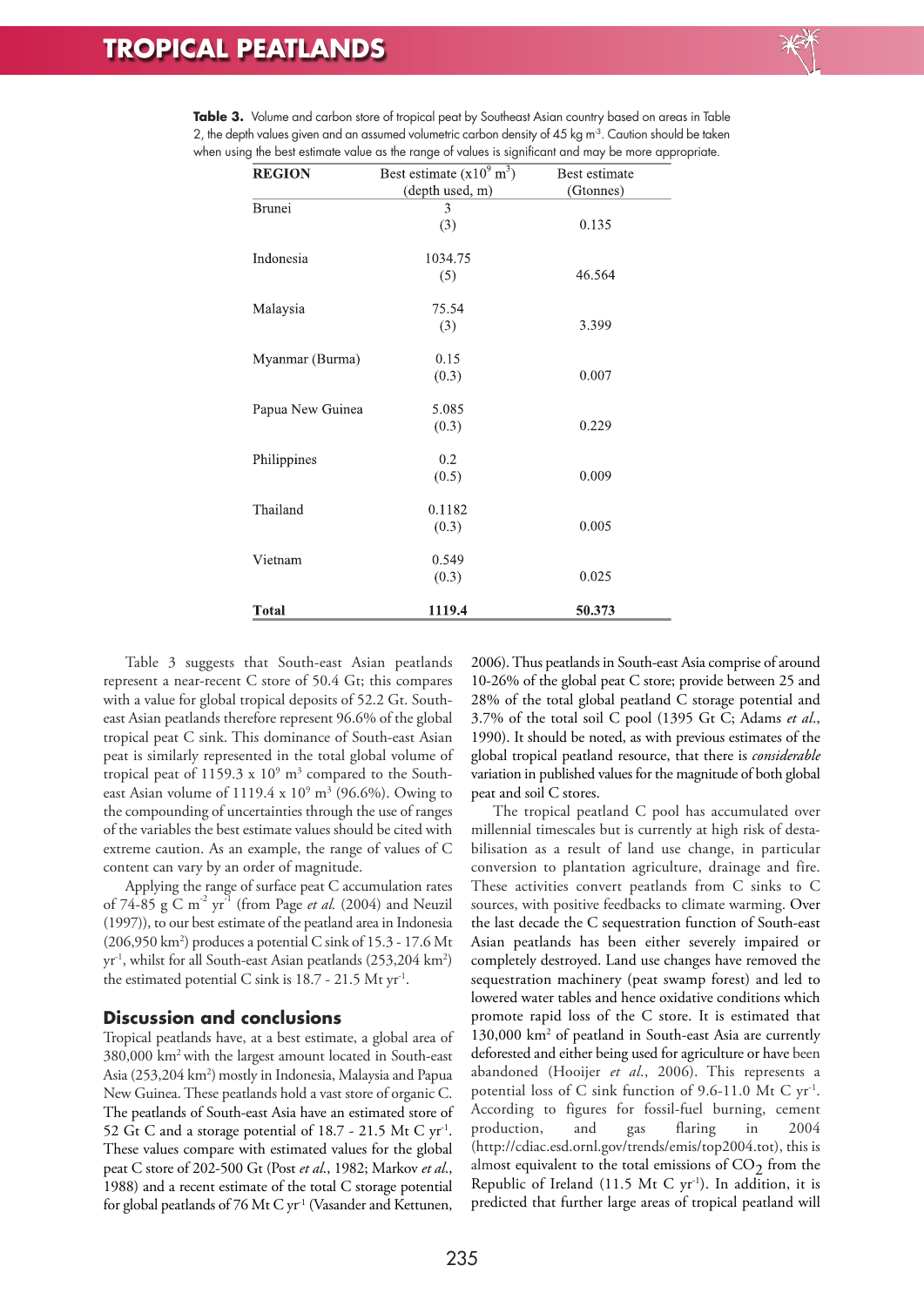**Table 3.** Volume and carbon store of tropical peat by Southeast Asian country based on areas in Table 2, the depth values given and an assumed volumetric carbon density of 45 kg $m^{-3}$. Caution should be taken when using the best estimate value as the range of values is significant and may be more appropriate.

| REGION | Best estimate ($x10^9$ $m^3$) (depth used, m) | Best estimate (Gtonnes) |
|---|---|---|
| Brunei | 3 (3) | 0.135 |
| Indonesia | 1034.75 (5) | 46.564 |
| Malaysia | 75.54 (3) | 3.399 |
| Myanmar (Burma) | 0.15 (0.3) | 0.007 |
| Papua New Guinea | 5.085 (0.3) | 0.229 |
| Philippines | 0.2 (0.5) | 0.009 |
| Thailand | 0.1182 (0.3) | 0.005 |
| Vietnam | 0.549 (0.3) | 0.025 |
| **Total** | **1119.4** | **50.373** |

Table 3 suggests that South-east Asian peatlands represent a near-recent C store of 50.4 Gt; this compares with a value for global tropical deposits of 52.2 Gt. South-east Asian peatlands therefore represent 96.6% of the global tropical peat C sink. This dominance of South-east Asian peat is similarly represented in the total global volume of tropical peat of 1159.3 x $10^9$ $m^3$ compared to the South-east Asian volume of 1119.4 x $10^9$ $m^3$ (96.6%). Owing to the compounding of uncertainties through the use of ranges of the variables the best estimate values should be cited with extreme caution. As an example, the range of values of C content can vary by an order of magnitude.

Applying the range of surface peat C accumulation rates of 74-85 g C $m^{-2}$ $yr^{-1}$ (from Page *et al.* (2004) and Neuzil (1997)), to our best estimate of the peatland area in Indonesia (206,950 $km^2$) produces a potential C sink of 15.3 - 17.6 Mt $yr^{-1}$, whilst for all South-east Asian peatlands (253,204 $km^2$) the estimated potential C sink is 18.7 - 21.5 Mt $yr^{-1}$.

## Discussion and conclusions

Tropical peatlands have, at a best estimate, a global area of 380,000 $km^2$ with the largest amount located in South-east Asia (253,204 $km^2$) mostly in Indonesia, Malaysia and Papua New Guinea. These peatlands hold a vast store of organic C. The peatlands of South-east Asia have an estimated store of 52 Gt C and a storage potential of 18.7 - 21.5 Mt C $yr^{-1}$. These values compare with estimated values for the global peat C store of 202-500 Gt (Post *et al.*, 1982; Markov *et al.*, 1988) and a recent estimate of the total C storage potential for global peatlands of 76 Mt C $yr^{-1}$ (Vasander and Kettunen, 2006). Thus peatlands in South-east Asia comprise of around 10-26% of the global peat C store; provide between 25 and 28% of the total global peatland C storage potential and 3.7% of the total soil C pool (1395 Gt C; Adams *et al.*, 1990). It should be noted, as with previous estimates of the global tropical peatland resource, that there is *considerable* variation in published values for the magnitude of both global peat and soil C stores.

The tropical peatland C pool has accumulated over millennial timescales but is currently at high risk of destabilisation as a result of land use change, in particular conversion to plantation agriculture, drainage and fire. These activities convert peatlands from C sinks to C sources, with positive feedbacks to climate warming. Over the last decade the C sequestration function of South-east Asian peatlands has been either severely impaired or completely destroyed. Land use changes have removed the sequestration machinery (peat swamp forest) and led to lowered water tables and hence oxidative conditions which promote rapid loss of the C store. It is estimated that 130,000 $km^2$ of peatland in South-east Asia are currently deforested and either being used for agriculture or have been abandoned (Hooijer *et al.*, 2006). This represents a potential loss of C sink function of 9.6-11.0 Mt C $yr^{-1}$. According to figures for fossil-fuel burning, cement production, and gas flaring in 2004 (http://cdiac.esd.ornl.gov/trends/emis/top2004.tot), this is almost equivalent to the total emissions of $CO_2$ from the Republic of Ireland (11.5 Mt C $yr^{-1}$). In addition, it is predicted that further large areas of tropical peatland will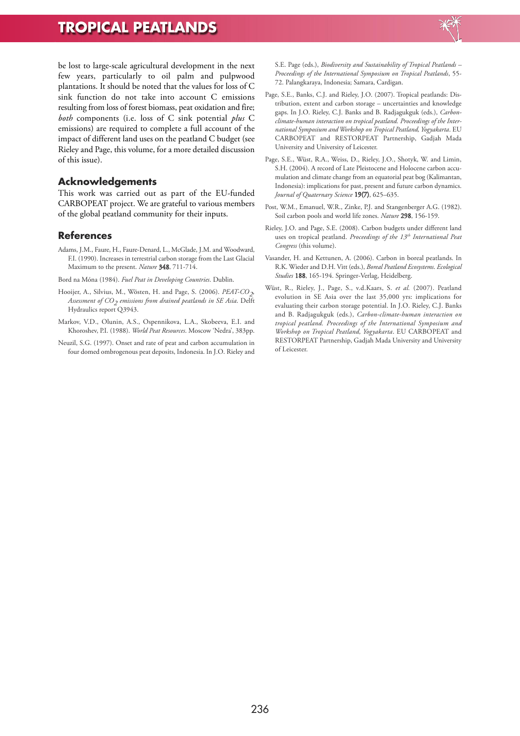be lost to large-scale agricultural development in the next few years, particularly to oil palm and pulpwood plantations. It should be noted that the values for loss of C sink function do not take into account C emissions resulting from loss of forest biomass, peat oxidation and fire; *both* components (i.e. loss of C sink potential *plus* C emissions) are required to complete a full account of the impact of different land uses on the peatland C budget (see Rieley and Page, this volume, for a more detailed discussion of this issue).

## Acknowledgements

This work was carried out as part of the EU-funded CARBOPEAT project. We are grateful to various members of the global peatland community for their inputs.

## References

Adams, J.M., Faure, H., Faure-Denard, L., McGlade, J.M. and Woodward, F.I. (1990). Increases in terrestrial carbon storage from the Last Glacial Maximum to the present. *Nature* **348**, 711-714.

Bord na Móna (1984). *Fuel Peat in Developing Countries*. Dublin.

Hooijer, A., Silvius, M., Wösten, H. and Page, S. (2006). *PEAT-$CO_2$, Assessment of $CO_2$ emissions from drained peatlands in SE Asia*. Delft Hydraulics report Q3943.

Markov, V.D., Olunin, A.S., Ospennikova, L.A., Skobeeva, E.I. and Khoroshev, P.I. (1988). *World Peat Resources*. Moscow 'Nedra', 383pp.

Neuzil, S.G. (1997). Onset and rate of peat and carbon accumulation in four domed ombrogenous peat deposits, Indonesia. In J.O. Rieley and S.E. Page (eds.), *Biodiversity and Sustainability of Tropical Peatlands – Proceedings of the International Symposium on Tropical Peatlands*, 55-72. Palangkaraya, Indonesia; Samara, Cardigan.

Page, S.E., Banks, C.J. and Rieley, J.O. (2007). Tropical peatlands: Distribution, extent and carbon storage – uncertainties and knowledge gaps. In J.O. Rieley, C.J. Banks and B. Radjagukguk (eds.), *Carbon-climate-human interaction on tropical peatland. Proceedings of the International Symposium and Workshop on Tropical Peatland, Yogyakarta*. EU CARBOPEAT and RESTORPEAT Partnership, Gadjah Mada University and University of Leicester.

Page, S.E., Wüst, R.A., Weiss, D., Rieley, J.O., Shotyk, W. and Limin, S.H. (2004). A record of Late Pleistocene and Holocene carbon accumulation and climate change from an equatorial peat bog (Kalimantan, Indonesia): implications for past, present and future carbon dynamics. *Journal of Quaternary Science* **19(7)**, 625–635.

Post, W.M., Emanuel, W.R., Zinke, P.J. and Stangenberger A.G. (1982). Soil carbon pools and world life zones. *Nature* **298**, 156-159.

Rieley, J.O. and Page, S.E. (2008). Carbon budgets under different land uses on tropical peatland. *Proceedings of the 13th International Peat Congress* (this volume).

Vasander, H. and Kettunen, A. (2006). Carbon in boreal peatlands. In R.K. Wieder and D.H. Vitt (eds.), *Boreal Peatland Ecosystems. Ecological Studies* **188**, 165-194. Springer-Verlag, Heidelberg.

Wüst, R., Rieley, J., Page, S., v.d.Kaars, S. *et al.* (2007). Peatland evolution in SE Asia over the last 35,000 yrs: implications for evaluating their carbon storage potential. In J.O. Rieley, C.J. Banks and B. Radjagukguk (eds.), *Carbon-climate-human interaction on tropical peatland. Proceedings of the International Symposium and Workshop on Tropical Peatland, Yogyakarta*. EU CARBOPEAT and RESTORPEAT Partnership, Gadjah Mada University and University of Leicester.